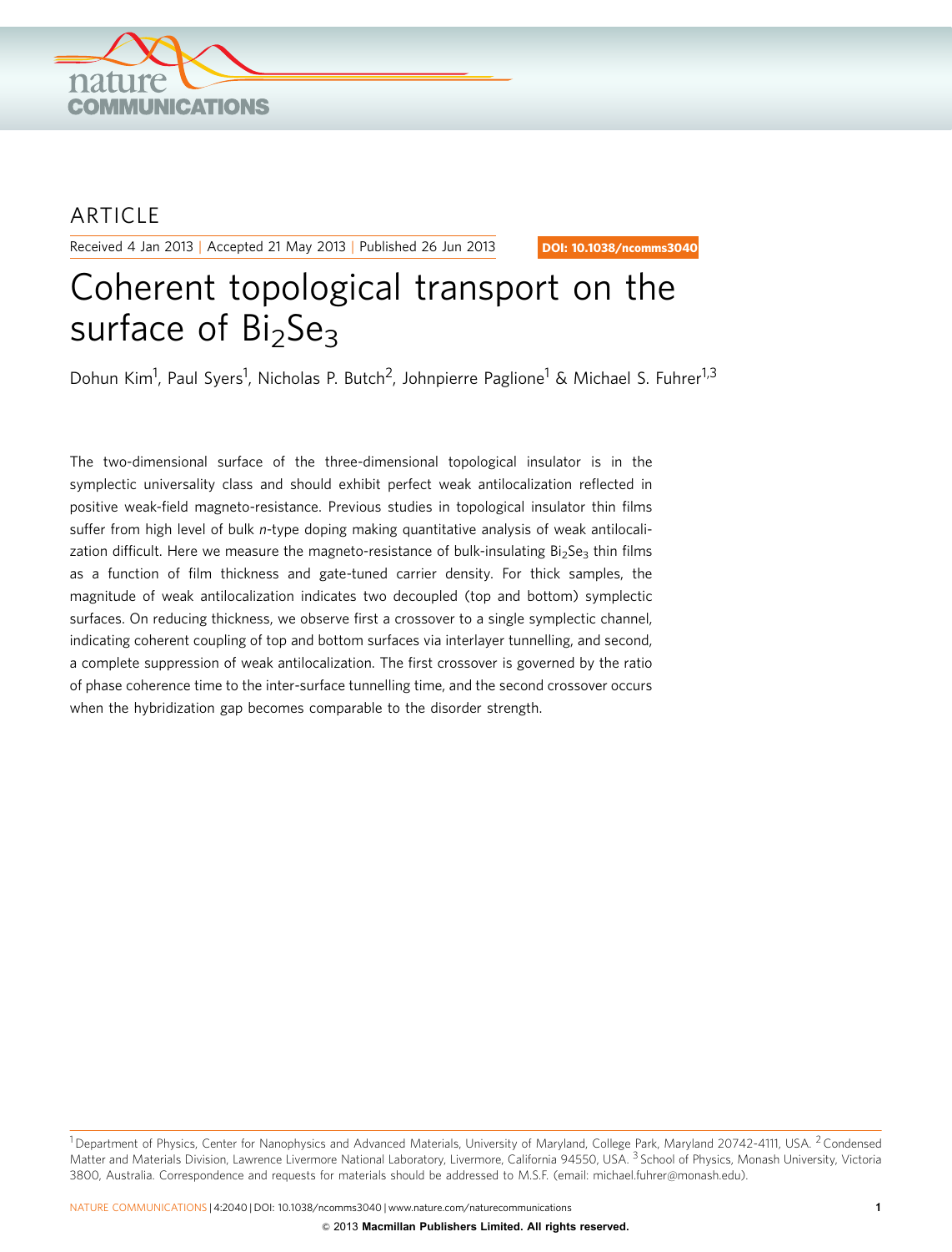ARTICLE

Received 4 Jan 2013 | Accepted 21 May 2013 | Published 26 Jun 2013

DOI: 10.1038/ncomms3040

# Coherent topological transport on the surface of $Bi_2Se_3$

Dohun Kim[1], Paul Syers[1], Nicholas P. Butch[2], Johnpierre Paglione[1] & Michael S. Fuhrer[1,3]

The two-dimensional surface of the three-dimensional topological insulator is in the symplectic universality class and should exhibit perfect weak antilocalization reflected in positive weak-field magneto-resistance. Previous studies in topological insulator thin films suffer from high level of bulk *n*-type doping making quantitative analysis of weak antilocalization difficult. Here we measure the magneto-resistance of bulk-insulating $Bi_2Se_3$ thin films as a function of film thickness and gate-tuned carrier density. For thick samples, the magnitude of weak antilocalization indicates two decoupled (top and bottom) symplectic surfaces. On reducing thickness, we observe first a crossover to a single symplectic channel, indicating coherent coupling of top and bottom surfaces via interlayer tunnelling, and second, a complete suppression of weak antilocalization. The first crossover is governed by the ratio of phase coherence time to the inter-surface tunnelling time, and the second crossover occurs when the hybridization gap becomes comparable to the disorder strength.

[1] Department of Physics, Center for Nanophysics and Advanced Materials, University of Maryland, College Park, Maryland 20742-4111, USA. [2] Condensed Matter and Materials Division, Lawrence Livermore National Laboratory, Livermore, California 94550, USA. [3] School of Physics, Monash University, Victoria 3800, Australia. Correspondence and requests for materials should be addressed to M.S.F. (email: michael.fuhrer@monash.edu).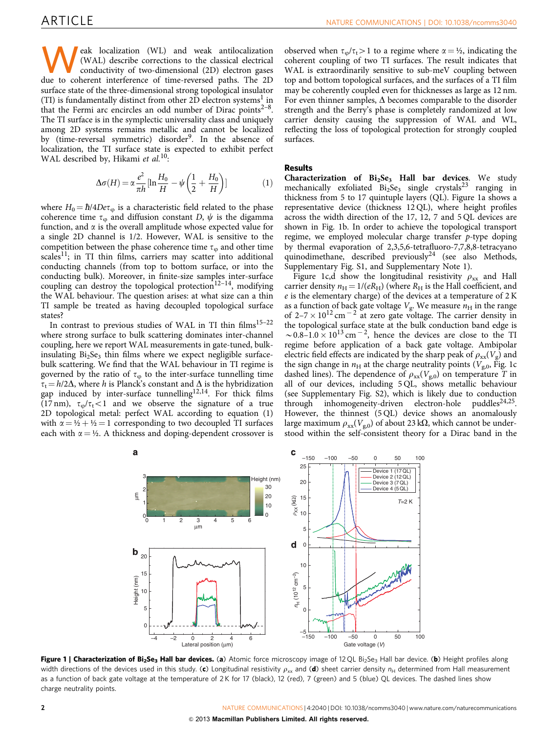Weak localization (WL) and weak antilocalization (WAL) describe corrections to the classical electrical conductivity of two-dimensional (2D) electron gases due to coherent interference of time-reversed paths. The 2D surface state of the three-dimensional strong topological insulator (TI) is fundamentally distinct from other 2D electron systems[1] in that the Fermi arc encircles an odd number of Dirac points[2–8]. The TI surface is in the symplectic universality class and uniquely among 2D systems remains metallic and cannot be localized by (time-reversal symmetric) disorder[9]. In the absence of localization, the TI surface state is expected to exhibit perfect WAL described by, Hikami *et al.*[10]:

$$\Delta\sigma(H) = \alpha\frac{e^2}{\pi h}\left[\ln\frac{H_0}{H} - \psi\left(\frac{1}{2}+\frac{H_0}{H}\right)\right] \tag{1}$$

where $H_0 = \hbar/4De\tau_\varphi$ is a characteristic field related to the phase coherence time $\tau_\varphi$ and diffusion constant $D$, $\psi$ is the digamma function, and $\alpha$ is the overall amplitude whose expected value for a single 2D channel is 1/2. However, WAL is sensitive to the competition between the phase coherence time $\tau_\varphi$ and other time scales[11]; in TI thin films, carriers may scatter into additional conducting channels (from top to bottom surface, or into the conducting bulk). Moreover, in finite-size samples inter-surface coupling can destroy the topological protection[12–14], modifying the WAL behaviour. The question arises: at what size can a thin TI sample be treated as having decoupled topological surface states?

In contrast to previous studies of WAL in TI thin films[15–22] where strong surface to bulk scattering dominates inter-channel coupling, here we report WAL measurements in gate-tuned, bulk-insulating $Bi_2Se_3$ thin films where we expect negligible surface-bulk scattering. We find that the WAL behaviour in TI regime is governed by the ratio of $\tau_\varphi$ to the inter-surface tunnelling time $\tau_t = h/2\Delta$, where $h$ is Planck's constant and $\Delta$ is the hybridization gap induced by inter-surface tunnelling[12,14]. For thick films (17 nm), $\tau_\varphi/\tau_t < 1$ and we observe the signature of a true 2D topological metal: perfect WAL according to equation (1) with $\alpha = ½ + ½ = 1$ corresponding to two decoupled TI surfaces each with $\alpha = ½$. A thickness and doping-dependent crossover is observed when $\tau_\varphi/\tau_t > 1$ to a regime where $\alpha = ½$, indicating the coherent coupling of two TI surfaces. The result indicates that WAL is extraordinarily sensitive to sub-meV coupling between top and bottom topological surfaces, and the surfaces of a TI film may be coherently coupled even for thicknesses as large as 12 nm. For even thinner samples, $\Delta$ becomes comparable to the disorder strength and the Berry's phase is completely randomized at low carrier density causing the suppression of WAL and WL, reflecting the loss of topological protection for strongly coupled surfaces.

## Results

**Characterization of $Bi_2Se_3$ Hall bar devices.** We study mechanically exfoliated $Bi_2Se_3$ single crystals[23] ranging in thickness from 5 to 17 quintuple layers (QL). Figure 1a shows a representative device (thickness 12 QL), where height profiles across the width direction of the 17, 12, 7 and 5 QL devices are shown in Fig. 1b. In order to achieve the topological transport regime, we employed molecular charge transfer *p*-type doping by thermal evaporation of 2,3,5,6-tetrafluoro-7,7,8,8-tetracyano quinodimethane, described previously[24] (see also Methods, Supplementary Fig. S1, and Supplementary Note 1).

Figure 1c,d show the longitudinal resistivity $\rho_{xx}$ and Hall carrier density $n_H = 1/(eR_H)$ (where $R_H$ is the Hall coefficient, and $e$ is the elementary charge) of the devices at a temperature of 2 K as a function of back gate voltage $V_g$. We measure $n_H$ in the range of $2–7 \times 10^{12}\,cm^{-2}$ at zero gate voltage. The carrier density in the topological surface state at the bulk conduction band edge is $\sim 0.8–1.0 \times 10^{13}\,cm^{-2}$, hence the devices are close to the TI regime before application of a back gate voltage. Ambipolar electric field effects are indicated by the sharp peak of $\rho_{xx}(V_g)$ and the sign change in $n_H$ at the charge neutrality points ($V_{g,0}$, Fig. 1c dashed lines). The dependence of $\rho_{xx}(V_{g,0})$ on temperature $T$ in all of our devices, including 5 QL, shows metallic behaviour (see Supplementary Fig. S2), which is likely due to conduction through inhomogeneity-driven electron-hole puddles[24,25]. However, the thinnest (5 QL) device shows an anomalously large maximum $\rho_{xx}(V_{g,0})$ of about 23 kΩ, which cannot be understood within the self-consistent theory for a Dirac band in the

**Figure 1 | Characterization of $Bi_2Se_3$ Hall bar devices.** (**a**) Atomic force microscopy image of 12 QL $Bi_2Se_3$ Hall bar device. (**b**) Height profiles along width directions of the devices used in this study. (**c**) Longitudinal resistivity $\rho_{xx}$ and (**d**) sheet carrier density $n_H$ determined from Hall measurement as a function of back gate voltage at the temperature of 2 K for 17 (black), 12 (red), 7 (green) and 5 (blue) QL devices. The dashed lines show charge neutrality points.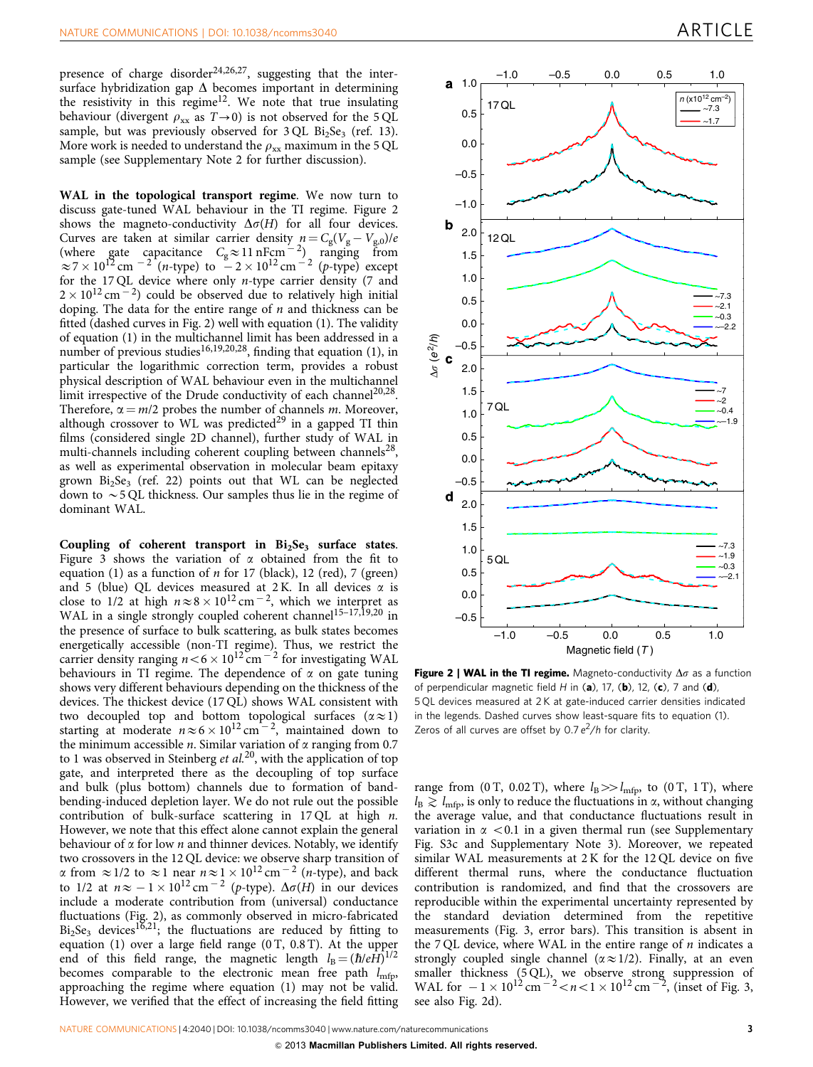presence of charge disorder[24,26,27], suggesting that the inter-surface hybridization gap $\Delta$ becomes important in determining the resistivity in this regime[12]. We note that true insulating behaviour (divergent $\rho_{xx}$ as $T \rightarrow 0$) is not observed for the 5 QL sample, but was previously observed for 3 QL $Bi_2Se_3$ (ref. 13). More work is needed to understand the $\rho_{xx}$ maximum in the 5 QL sample (see Supplementary Note 2 for further discussion).

**WAL in the topological transport regime**. We now turn to discuss gate-tuned WAL behaviour in the TI regime. Figure 2 shows the magneto-conductivity $\Delta\sigma(H)$ for all four devices. Curves are taken at similar carrier density $n = C_g(V_g - V_{g,0})/e$ (where gate capacitance $C_g \approx 11\ \mathrm{nF cm^{-2}}$) ranging from $\approx 7 \times 10^{12}\ \mathrm{cm^{-2}}$ ($n$-type) to $-2 \times 10^{12}\ \mathrm{cm^{-2}}$ ($p$-type) except for the 17 QL device where only $n$-type carrier density (7 and $2 \times 10^{12}\ \mathrm{cm^{-2}}$) could be observed due to relatively high initial doping. The data for the entire range of $n$ and thickness can be fitted (dashed curves in Fig. 2) well with equation (1). The validity of equation (1) in the multichannel limit has been addressed in a number of previous studies[16,19,20,28], finding that equation (1), in particular the logarithmic correction term, provides a robust physical description of WAL behaviour even in the multichannel limit irrespective of the Drude conductivity of each channel[20,28]. Therefore, $\alpha = m/2$ probes the number of channels $m$. Moreover, although crossover to WL was predicted[29] in a gapped TI thin films (considered single 2D channel), further study of WAL in multi-channels including coherent coupling between channels[28], as well as experimental observation in molecular beam epitaxy grown $Bi_2Se_3$ (ref. 22) points out that WL can be neglected down to $\sim$5 QL thickness. Our samples thus lie in the regime of dominant WAL.

**Coupling of coherent transport in $Bi_2Se_3$ surface states**. Figure 3 shows the variation of $\alpha$ obtained from the fit to equation (1) as a function of $n$ for 17 (black), 12 (red), 7 (green) and 5 (blue) QL devices measured at 2 K. In all devices $\alpha$ is close to 1/2 at high $n \approx 8 \times 10^{12}\ \mathrm{cm^{-2}}$, which we interpret as WAL in a single strongly coupled coherent channel[15–17,19,20] in the presence of surface to bulk scattering, as bulk states becomes energetically accessible (non-TI regime). Thus, we restrict the carrier density ranging $n < 6 \times 10^{12}\ \mathrm{cm^{-2}}$ for investigating WAL behaviours in TI regime. The dependence of $\alpha$ on gate tuning shows very different behaviours depending on the thickness of the devices. The thickest device (17 QL) shows WAL consistent with two decoupled top and bottom topological surfaces ($\alpha \approx 1$) starting at moderate $n \approx 6 \times 10^{12}\ \mathrm{cm^{-2}}$, maintained down to the minimum accessible $n$. Similar variation of $\alpha$ ranging from 0.7 to 1 was observed in Steinberg *et al.*[20], with the application of top gate, and interpreted there as the decoupling of top surface and bulk (plus bottom) channels due to formation of band-bending-induced depletion layer. We do not rule out the possible contribution of bulk-surface scattering in 17 QL at high $n$. However, we note that this effect alone cannot explain the general behaviour of $\alpha$ for low $n$ and thinner devices. Notably, we identify two crossovers in the 12 QL device: we observe sharp transition of $\alpha$ from $\approx 1/2$ to $\approx 1$ near $n \approx 1 \times 10^{12}\ \mathrm{cm^{-2}}$ ($n$-type), and back to 1/2 at $n \approx -1 \times 10^{12}\ \mathrm{cm^{-2}}$ ($p$-type). $\Delta\sigma(H)$ in our devices include a moderate contribution from (universal) conductance fluctuations (Fig. 2), as commonly observed in micro-fabricated $Bi_2Se_3$ devices[16,21]; the fluctuations are reduced by fitting to equation (1) over a large field range (0 T, 0.8 T). At the upper end of this field range, the magnetic length $l_B = (\hbar/eH)^{1/2}$ becomes comparable to the electronic mean free path $l_{mfp}$, approaching the regime where equation (1) may not be valid. However, we verified that the effect of increasing the field fitting range from (0 T, 0.02 T), where $l_B >> l_{mfp}$, to (0 T, 1 T), where $l_B \gtrsim l_{mfp}$, is only to reduce the fluctuations in $\alpha$, without changing the average value, and that conductance fluctuations result in variation in $\alpha < 0.1$ in a given thermal run (see Supplementary Fig. S3c and Supplementary Note 3). Moreover, we repeated similar WAL measurements at 2 K for the 12 QL device on five different thermal runs, where the conductance fluctuation contribution is randomized, and find that the crossovers are reproducible within the experimental uncertainty represented by the standard deviation determined from the repetitive measurements (Fig. 3, error bars). This transition is absent in the 7 QL device, where WAL in the entire range of $n$ indicates a strongly coupled single channel ($\alpha \approx 1/2$). Finally, at an even smaller thickness (5 QL), we observe strong suppression of WAL for $-1 \times 10^{12}\ \mathrm{cm^{-2}} < n < 1 \times 10^{12}\ \mathrm{cm^{-2}}$, (inset of Fig. 3, see also Fig. 2d).

**Figure 2 | WAL in the TI regime.** Magneto-conductivity $\Delta\sigma$ as a function of perpendicular magnetic field $H$ in (**a**), 17, (**b**), 12, (**c**), 7 and (**d**), 5 QL devices measured at 2 K at gate-induced carrier densities indicated in the legends. Dashed curves show least-square fits to equation (1). Zeros of all curves are offset by $0.7\ e^2/h$ for clarity.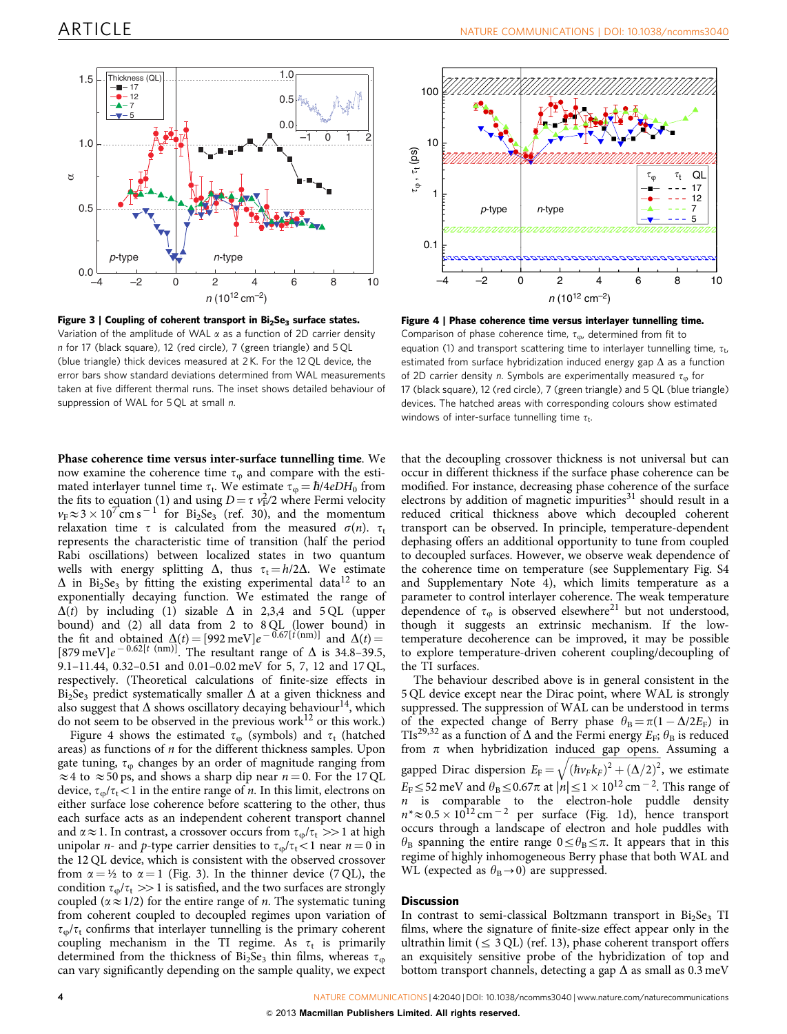**Figure 3 | Coupling of coherent transport in $Bi_2Se_3$ surface states.** Variation of the amplitude of WAL $\alpha$ as a function of 2D carrier density $n$ for 17 (black square), 12 (red circle), 7 (green triangle) and 5 QL (blue triangle) thick devices measured at 2 K. For the 12 QL device, the error bars show standard deviations determined from WAL measurements taken at five different thermal runs. The inset shows detailed behaviour of suppression of WAL for 5 QL at small $n$.

**Figure 4 | Phase coherence time versus interlayer tunnelling time.** Comparison of phase coherence time, $\tau_\varphi$, determined from fit to equation (1) and transport scattering time to interlayer tunnelling time, $\tau_t$, estimated from surface hybridization induced energy gap $\Delta$ as a function of 2D carrier density $n$. Symbols are experimentally measured $\tau_\varphi$ for 17 (black square), 12 (red circle), 7 (green triangle) and 5 QL (blue triangle) devices. The hatched areas with corresponding colours show estimated windows of inter-surface tunnelling time $\tau_t$.

**Phase coherence time versus inter-surface tunnelling time.** We now examine the coherence time $\tau_\varphi$ and compare with the estimated interlayer tunnel time $\tau_t$. We estimate $\tau_\varphi = \hbar/4eDH_0$ from the fits to equation (1) and using $D = \tau\, v_F^2/2$ where Fermi velocity $v_F \approx 3 \times 10^7\,\mathrm{cm\,s^{-1}}$ for $Bi_2Se_3$ (ref. 30), and the momentum relaxation time $\tau$ is calculated from the measured $\sigma(n)$. $\tau_t$ represents the characteristic time of transition (half the period Rabi oscillations) between localized states in two quantum wells with energy splitting $\Delta$, thus $\tau_t = h/2\Delta$. We estimate $\Delta$ in $Bi_2Se_3$ by fitting the existing experimental data[12] to an exponentially decaying function. We estimated the range of $\Delta(t)$ by including (1) sizable $\Delta$ in 2,3,4 and 5 QL (upper bound) and (2) all data from 2 to 8 QL (lower bound) and the fit and obtained $\Delta(t) = [992\,\mathrm{meV}]e^{-0.67[t\,(\mathrm{nm})]}$ and $\Delta(t) = [879\,\mathrm{meV}]e^{-0.62[t\,(\mathrm{nm})]}$. The resultant range of $\Delta$ is 34.8–39.5, 9.1–11.44, 0.32–0.51 and 0.01–0.02 meV for 5, 7, 12 and 17 QL, respectively. (Theoretical calculations of finite-size effects in $Bi_2Se_3$ predict systematically smaller $\Delta$ at a given thickness and also suggest that $\Delta$ shows oscillatory decaying behaviour[14], which do not seem to be observed in the previous work[12] or this work.)

Figure 4 shows the estimated $\tau_\varphi$ (symbols) and $\tau_t$ (hatched areas) as functions of $n$ for the different thickness samples. Upon gate tuning, $\tau_\varphi$ changes by an order of magnitude ranging from $\approx 4$ to $\approx 50$ ps, and shows a sharp dip near $n = 0$. For the 17 QL device, $\tau_\varphi/\tau_t < 1$ in the entire range of $n$. In this limit, electrons on either surface lose coherence before scattering to the other, thus each surface acts as an independent coherent transport channel and $\alpha \approx 1$. In contrast, a crossover occurs from $\tau_\varphi/\tau_t >> 1$ at high unipolar $n$- and $p$-type carrier densities to $\tau_\varphi/\tau_t < 1$ near $n = 0$ in the 12 QL device, which is consistent with the observed crossover from $\alpha = ½$ to $\alpha = 1$ (Fig. 3). In the thinner device (7 QL), the condition $\tau_\varphi/\tau_t >> 1$ is satisfied, and the two surfaces are strongly coupled ($\alpha \approx 1/2$) for the entire range of $n$. The systematic tuning from coherent coupled to decoupled regimes upon variation of $\tau_\varphi/\tau_t$ confirms that interlayer tunnelling is the primary coherent coupling mechanism in the TI regime. As $\tau_t$ is primarily determined from the thickness of $Bi_2Se_3$ thin films, whereas $\tau_\varphi$ can vary significantly depending on the sample quality, we expect that the decoupling crossover thickness is not universal but can occur in different thickness if the surface phase coherence can be modified. For instance, decreasing phase coherence of the surface electrons by addition of magnetic impurities[31] should result in a reduced critical thickness above which decoupled coherent transport can be observed. In principle, temperature-dependent dephasing offers an additional opportunity to tune from coupled to decoupled surfaces. However, we observe weak dependence of the coherence time on temperature (see Supplementary Fig. S4 and Supplementary Note 4), which limits temperature as a parameter to control interlayer coherence. The weak temperature dependence of $\tau_\varphi$ is observed elsewhere[21] but not understood, though it suggests an extrinsic mechanism. If the low-temperature decoherence can be improved, it may be possible to explore temperature-driven coherent coupling/decoupling of the TI surfaces.

The behaviour described above is in general consistent in the 5 QL device except near the Dirac point, where WAL is strongly suppressed. The suppression of WAL can be understood in terms of the expected change of Berry phase $\theta_B = \pi(1 - \Delta/2E_F)$ in TIs[29,32] as a function of $\Delta$ and the Fermi energy $E_F$; $\theta_B$ is reduced from $\pi$ when hybridization induced gap opens. Assuming a gapped Dirac dispersion $E_F = \sqrt{(\hbar v_F k_F)^2 + (\Delta/2)^2}$, we estimate $E_F \leq 52$ meV and $\theta_B \leq 0.67\pi$ at $|n| \leq 1 \times 10^{12}\,\mathrm{cm}^{-2}$. This range of $n$ is comparable to the electron-hole puddle density $n^* \approx 0.5 \times 10^{12}\,\mathrm{cm}^{-2}$ per surface (Fig. 1d), hence transport occurs through a landscape of electron and hole puddles with $\theta_B$ spanning the entire range $0 \leq \theta_B \leq \pi$. It appears that in this regime of highly inhomogeneous Berry phase that both WAL and WL (expected as $\theta_B \to 0$) are suppressed.

## Discussion

In contrast to semi-classical Boltzmann transport in $Bi_2Se_3$ TI films, where the signature of finite-size effect appear only in the ultrathin limit ($\leq 3$ QL) (ref. 13), phase coherent transport offers an exquisitely sensitive probe of the hybridization of top and bottom transport channels, detecting a gap $\Delta$ as small as 0.3 meV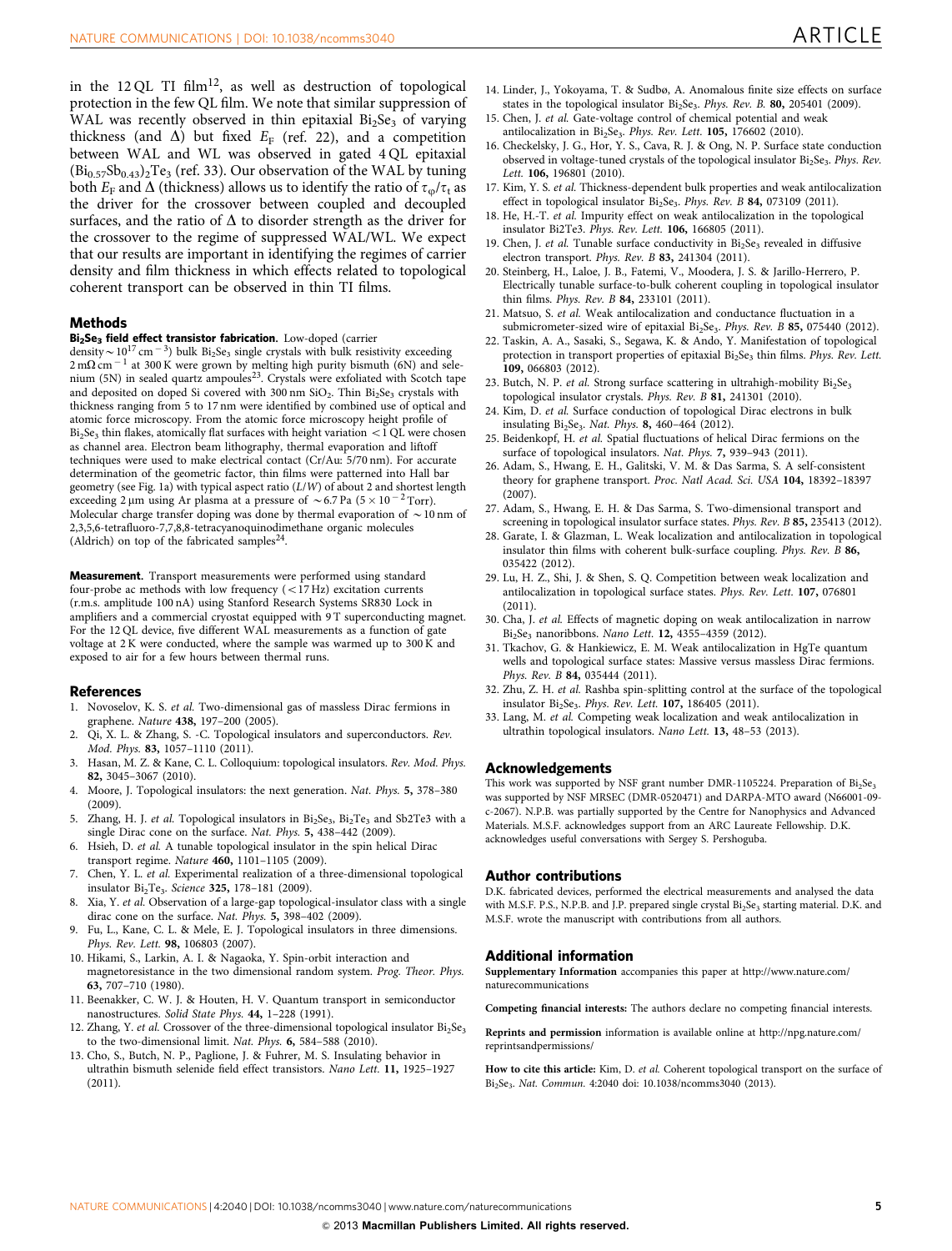in the 12 QL TI film[12], as well as destruction of topological protection in the few QL film. We note that similar suppression of WAL was recently observed in thin epitaxial $Bi_2Se_3$ of varying thickness (and $\Delta$) but fixed $E_F$ (ref. 22), and a competition between WAL and WL was observed in gated 4 QL epitaxial $(Bi_{0.57}Sb_{0.43})_2Te_3$ (ref. 33). Our observation of the WAL by tuning both $E_F$ and $\Delta$ (thickness) allows us to identify the ratio of $\tau_\varphi/\tau_t$ as the driver for the crossover between coupled and decoupled surfaces, and the ratio of $\Delta$ to disorder strength as the driver for the crossover to the regime of suppressed WAL/WL. We expect that our results are important in identifying the regimes of carrier density and film thickness in which effects related to topological coherent transport can be observed in thin TI films.

## Methods

**$Bi_2Se_3$ field effect transistor fabrication.** Low-doped (carrier density $\sim 10^{17}$ cm$^{-3}$) bulk $Bi_2Se_3$ single crystals with bulk resistivity exceeding 2 m$\Omega$ cm$^{-1}$ at 300 K were grown by melting high purity bismuth (6N) and selenium (5N) in sealed quartz ampoules[23]. Crystals were exfoliated with Scotch tape and deposited on doped Si covered with 300 nm $SiO_2$. Thin $Bi_2Se_3$ crystals with thickness ranging from 5 to 17 nm were identified by combined use of optical and atomic force microscopy. From the atomic force microscopy height profile of $Bi_2Se_3$ thin flakes, atomically flat surfaces with height variation $<$1 QL were chosen as channel area. Electron beam lithography, thermal evaporation and liftoff techniques were used to make electrical contact (Cr/Au: 5/70 nm). For accurate determination of the geometric factor, thin films were patterned into Hall bar geometry (see Fig. 1a) with typical aspect ratio ($L/W$) of about 2 and shortest length exceeding 2 μm using Ar plasma at a pressure of $\sim$6.7 Pa ($5\times10^{-2}$ Torr). Molecular charge transfer doping was done by thermal evaporation of $\sim$10 nm of 2,3,5,6-tetrafluoro-7,7,8,8-tetracyanoquinodimethane organic molecules (Aldrich) on top of the fabricated samples[24].

**Measurement.** Transport measurements were performed using standard four-probe ac methods with low frequency ($<$17 Hz) excitation currents (r.m.s. amplitude 100 nA) using Stanford Research Systems SR830 Lock in amplifiers and a commercial cryostat equipped with 9 T superconducting magnet. For the 12 QL device, five different WAL measurements as a function of gate voltage at 2 K were conducted, where the sample was warmed up to 300 K and exposed to air for a few hours between thermal runs.

## References

1. Novoselov, K. S. *et al.* Two-dimensional gas of massless Dirac fermions in graphene. *Nature* **438,** 197–200 (2005).
2. Qi, X. L. & Zhang, S. -C. Topological insulators and superconductors. *Rev. Mod. Phys.* **83,** 1057–1110 (2011).
3. Hasan, M. Z. & Kane, C. L. Colloquium: topological insulators. *Rev. Mod. Phys.* **82,** 3045–3067 (2010).
4. Moore, J. Topological insulators: the next generation. *Nat. Phys.* **5,** 378–380 (2009).
5. Zhang, H. J. *et al.* Topological insulators in $Bi_2Se_3$, $Bi_2Te_3$ and Sb2Te3 with a single Dirac cone on the surface. *Nat. Phys.* **5,** 438–442 (2009).
6. Hsieh, D. *et al.* A tunable topological insulator in the spin helical Dirac transport regime. *Nature* **460,** 1101–1105 (2009).
7. Chen, Y. L. *et al.* Experimental realization of a three-dimensional topological insulator $Bi_2Te_3$. *Science* **325,** 178–181 (2009).
8. Xia, Y. *et al.* Observation of a large-gap topological-insulator class with a single dirac cone on the surface. *Nat. Phys.* **5,** 398–402 (2009).
9. Fu, L., Kane, C. L. & Mele, E. J. Topological insulators in three dimensions. *Phys. Rev. Lett.* **98,** 106803 (2007).
10. Hikami, S., Larkin, A. I. & Nagaoka, Y. Spin-orbit interaction and magnetoresistance in the two dimensional random system. *Prog. Theor. Phys.* **63,** 707–710 (1980).
11. Beenakker, C. W. J. & Houten, H. V. Quantum transport in semiconductor nanostructures. *Solid State Phys.* **44,** 1–228 (1991).
12. Zhang, Y. *et al.* Crossover of the three-dimensional topological insulator $Bi_2Se_3$ to the two-dimensional limit. *Nat. Phys.* **6,** 584–588 (2010).
13. Cho, S., Butch, N. P., Paglione, J. & Fuhrer, M. S. Insulating behavior in ultrathin bismuth selenide field effect transistors. *Nano Lett.* **11,** 1925–1927 (2011).
14. Linder, J., Yokoyama, T. & Sudbø, A. Anomalous finite size effects on surface states in the topological insulator $Bi_2Se_3$. *Phys. Rev. B.* **80,** 205401 (2009).
15. Chen, J. *et al.* Gate-voltage control of chemical potential and weak antilocalization in $Bi_2Se_3$. *Phys. Rev. Lett.* **105,** 176602 (2010).
16. Checkelsky, J. G., Hor, Y. S., Cava, R. J. & Ong, N. P. Surface state conduction observed in voltage-tuned crystals of the topological insulator $Bi_2Se_3$. *Phys. Rev. Lett.* **106,** 196801 (2010).
17. Kim, Y. S. *et al.* Thickness-dependent bulk properties and weak antilocalization effect in topological insulator $Bi_2Se_3$. *Phys. Rev. B* **84,** 073109 (2011).
18. He, H.-T. *et al.* Impurity effect on weak antilocalization in the topological insulator Bi2Te3. *Phys. Rev. Lett.* **106,** 166805 (2011).
19. Chen, J. *et al.* Tunable surface conductivity in $Bi_2Se_3$ revealed in diffusive electron transport. *Phys. Rev. B* **83,** 241304 (2011).
20. Steinberg, H., Laloe, J. B., Fatemi, V., Moodera, J. S. & Jarillo-Herrero, P. Electrically tunable surface-to-bulk coherent coupling in topological insulator thin films. *Phys. Rev. B* **84,** 233101 (2011).
21. Matsuo, S. *et al.* Weak antilocalization and conductance fluctuation in a submicrometer-sized wire of epitaxial $Bi_2Se_3$. *Phys. Rev. B* **85,** 075440 (2012).
22. Taskin, A. A., Sasaki, S., Segawa, K. & Ando, Y. Manifestation of topological protection in transport properties of epitaxial $Bi_2Se_3$ thin films. *Phys. Rev. Lett.* **109,** 066803 (2012).
23. Butch, N. P. *et al.* Strong surface scattering in ultrahigh-mobility $Bi_2Se_3$ topological insulator crystals. *Phys. Rev. B* **81,** 241301 (2010).
24. Kim, D. *et al.* Surface conduction of topological Dirac electrons in bulk insulating $Bi_2Se_3$. *Nat. Phys.* **8,** 460–464 (2012).
25. Beidenkopf, H. *et al.* Spatial fluctuations of helical Dirac fermions on the surface of topological insulators. *Nat. Phys.* **7,** 939–943 (2011).
26. Adam, S., Hwang, E. H., Galitski, V. M. & Das Sarma, S. A self-consistent theory for graphene transport. *Proc. Natl Acad. Sci. USA* **104,** 18392–18397 (2007).
27. Adam, S., Hwang, E. H. & Das Sarma, S. Two-dimensional transport and screening in topological insulator surface states. *Phys. Rev. B* **85,** 235413 (2012).
28. Garate, I. & Glazman, L. Weak localization and antilocalization in topological insulator thin films with coherent bulk-surface coupling. *Phys. Rev. B* **86,** 035422 (2012).
29. Lu, H. Z., Shi, J. & Shen, S. Q. Competition between weak localization and antilocalization in topological surface states. *Phys. Rev. Lett.* **107,** 076801 (2011).
30. Cha, J. *et al.* Effects of magnetic doping on weak antilocalization in narrow $Bi_2Se_3$ nanoribbons. *Nano Lett.* **12,** 4355–4359 (2012).
31. Tkachov, G. & Hankiewicz, E. M. Weak antilocalization in HgTe quantum wells and topological surface states: Massive versus massless Dirac fermions. *Phys. Rev. B* **84,** 035444 (2011).
32. Zhu, Z. H. *et al.* Rashba spin-splitting control at the surface of the topological insulator $Bi_2Se_3$. *Phys. Rev. Lett.* **107,** 186405 (2011).
33. Lang, M. *et al.* Competing weak localization and weak antilocalization in ultrathin topological insulators. *Nano Lett.* **13,** 48–53 (2013).

## Acknowledgements

This work was supported by NSF grant number DMR-1105224. Preparation of $Bi_2Se_3$ was supported by NSF MRSEC (DMR-0520471) and DARPA-MTO award (N66001-09-c-2067). N.P.B. was partially supported by the Centre for Nanophysics and Advanced Materials. M.S.F. acknowledges support from an ARC Laureate Fellowship. D.K. acknowledges useful conversations with Sergey S. Pershoguba.

## Author contributions

D.K. fabricated devices, performed the electrical measurements and analysed the data with M.S.F. P.S., N.P.B. and J.P. prepared single crystal $Bi_2Se_3$ starting material. D.K. and M.S.F. wrote the manuscript with contributions from all authors.

## Additional information

**Supplementary Information** accompanies this paper at http://www.nature.com/naturecommunications

**Competing financial interests:** The authors declare no competing financial interests.

**Reprints and permission** information is available online at http://npg.nature.com/reprintsandpermissions/

**How to cite this article:** Kim, D. *et al.* Coherent topological transport on the surface of $Bi_2Se_3$. *Nat. Commun.* 4:2040 doi: 10.1038/ncomms3040 (2013).